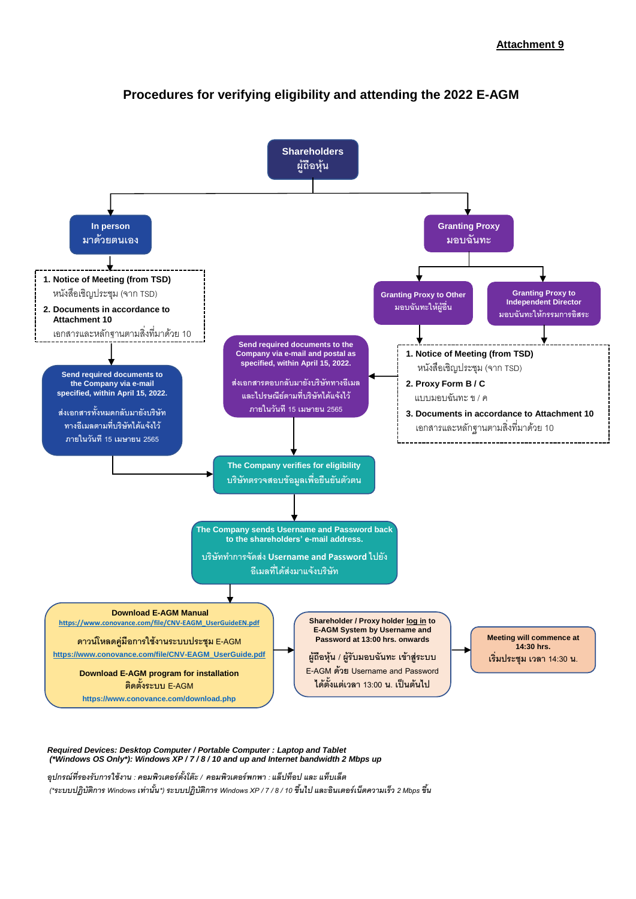**Attachment 9**

# Procedures for verifying eligibility and attending the 2022 E-AGM

**Shareholders**
ผู้ถือหุ้น

## In person
มาด้วยตนเอง

1. **Notice of Meeting (from TSD)**
   หนังสือเชิญประชุม (จาก TSD)
2. **Documents in accordance to Attachment 10**
   เอกสารและหลักฐานตามสิ่งที่มาด้วย 10

**Send required documents to the Company via e-mail specified, within April 15, 2022.**

ส่งเอกสารทั้งหมดกลับมายังบริษัททางอีเมลตามที่บริษัทได้แจ้งไว้ ภายในวันที่ 15 เมษายน 2565

## Granting Proxy
มอบฉันทะ

**Granting Proxy to Other**
มอบฉันทะให้ผู้อื่น

**Granting Proxy to Independent Director**
มอบฉันทะให้กรรมการอิสระ

1. **Notice of Meeting (from TSD)**
   หนังสือเชิญประชุม (จาก TSD)
2. **Proxy Form B / C**
   แบบมอบฉันทะ ข / ค
3. **Documents in accordance to Attachment 10**
   เอกสารและหลักฐานตามสิ่งที่มาด้วย 10

**Send required documents to the Company via e-mail and postal as specified, within April 15, 2022.**

ส่งเอกสารตอบกลับมายังบริษัททางอีเมลและไปรษณีย์ตามที่บริษัทได้แจ้งไว้ ภายในวันที่ 15 เมษายน 2565

## The Company verifies for eligibility
บริษัทตรวจสอบข้อมูลเพื่อยืนยันตัวตน

**The Company sends Username and Password back to the shareholders' e-mail address.**

บริษัททำการจัดส่ง Username and Password ไปยังอีเมลที่ได้ส่งมาแจ้งบริษัท

**Download E-AGM Manual**
https://www.conovance.com/file/CNV-EAGM_UserGuideEN.pdf

ดาวน์โหลดคู่มือการใช้งานระบบประชุม E-AGM
https://www.conovance.com/file/CNV-EAGM_UserGuide.pdf

**Download E-AGM program for installation**
ติดตั้งระบบ E-AGM
https://www.conovance.com/download.php

**Shareholder / Proxy holder log in to E-AGM System by Username and Password at 13:00 hrs. onwards**

ผู้ถือหุ้น / ผู้รับมอบฉันทะ เข้าสู่ระบบ E-AGM ด้วย Username and Password ได้ตั้งแต่เวลา 13:00 น. เป็นต้นไป

**Meeting will commence at 14:30 hrs.**
เริ่มประชุม เวลา 14:30 น.

***Required Devices: Desktop Computer / Portable Computer : Laptop and Tablet***
***(\*Windows OS Only\*): Windows XP / 7 / 8 / 10 and up and Internet bandwidth 2 Mbps up***

*อุปกรณ์ที่รองรับการใช้งาน : คอมพิวเตอร์ตั้งโต๊ะ / คอมพิวเตอร์พกพา : แล็ปท็อป และ แท็บเล็ต*
*(\*ระบบปฏิบัติการ Windows เท่านั้น\*) ระบบปฏิบัติการ Windows XP / 7 / 8 / 10 ขึ้นไป และอินเตอร์เน็ตความเร็ว 2 Mbps ขึ้น*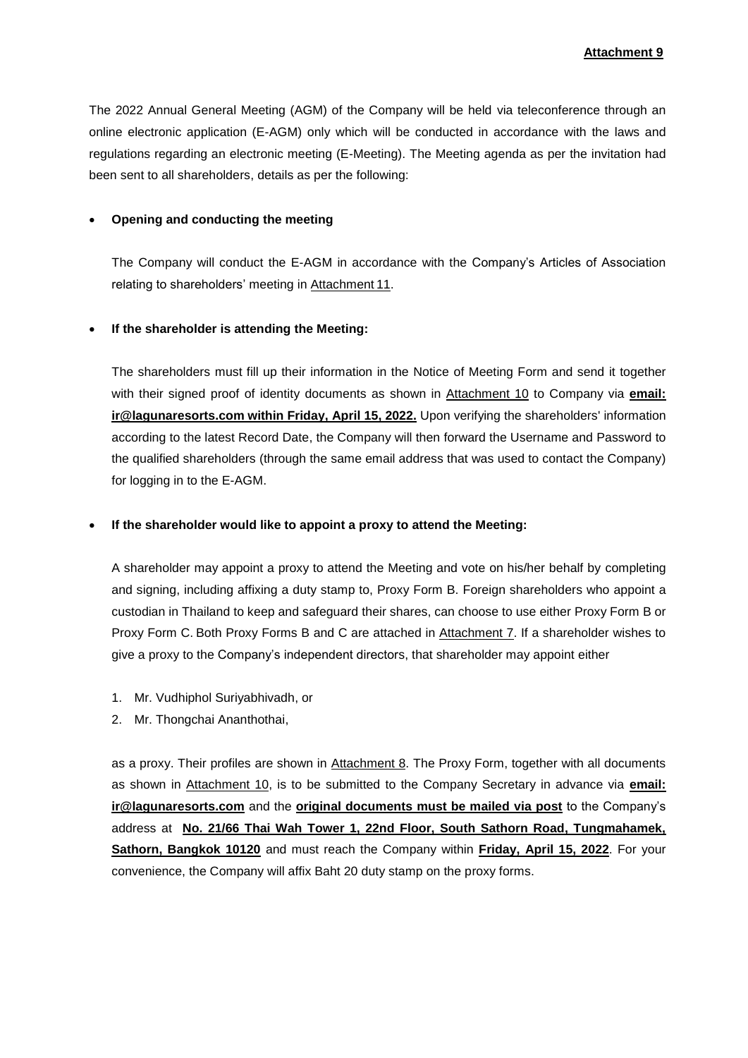**Attachment 9**

The 2022 Annual General Meeting (AGM) of the Company will be held via teleconference through an online electronic application (E-AGM) only which will be conducted in accordance with the laws and regulations regarding an electronic meeting (E-Meeting). The Meeting agenda as per the invitation had been sent to all shareholders, details as per the following:

- **Opening and conducting the meeting**

  The Company will conduct the E-AGM in accordance with the Company's Articles of Association relating to shareholders' meeting in Attachment 11.

- **If the shareholder is attending the Meeting:**

  The shareholders must fill up their information in the Notice of Meeting Form and send it together with their signed proof of identity documents as shown in Attachment 10 to Company via **email: ir@lagunaresorts.com within Friday, April 15, 2022.** Upon verifying the shareholders' information according to the latest Record Date, the Company will then forward the Username and Password to the qualified shareholders (through the same email address that was used to contact the Company) for logging in to the E-AGM.

- **If the shareholder would like to appoint a proxy to attend the Meeting:**

  A shareholder may appoint a proxy to attend the Meeting and vote on his/her behalf by completing and signing, including affixing a duty stamp to, Proxy Form B. Foreign shareholders who appoint a custodian in Thailand to keep and safeguard their shares, can choose to use either Proxy Form B or Proxy Form C. Both Proxy Forms B and C are attached in Attachment 7. If a shareholder wishes to give a proxy to the Company's independent directors, that shareholder may appoint either

  1. Mr. Vudhiphol Suriyabhivadh, or
  2. Mr. Thongchai Ananthothai,

  as a proxy. Their profiles are shown in Attachment 8. The Proxy Form, together with all documents as shown in Attachment 10, is to be submitted to the Company Secretary in advance via **email: ir@lagunaresorts.com** and the **original documents must be mailed via post** to the Company's address at **No. 21/66 Thai Wah Tower 1, 22nd Floor, South Sathorn Road, Tungmahamek, Sathorn, Bangkok 10120** and must reach the Company within **Friday, April 15, 2022**. For your convenience, the Company will affix Baht 20 duty stamp on the proxy forms.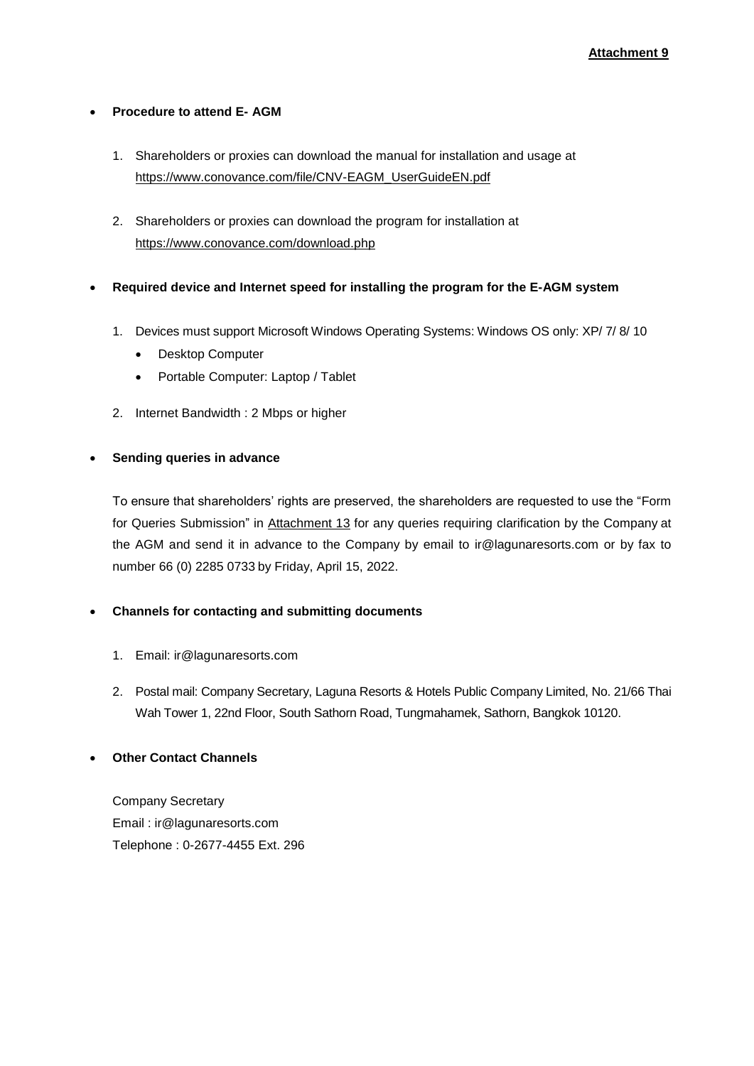**Attachment 9**

- **Procedure to attend E- AGM**

  1. Shareholders or proxies can download the manual for installation and usage at https://www.conovance.com/file/CNV-EAGM_UserGuideEN.pdf

  2. Shareholders or proxies can download the program for installation at https://www.conovance.com/download.php

- **Required device and Internet speed for installing the program for the E-AGM system**

  1. Devices must support Microsoft Windows Operating Systems: Windows OS only: XP/ 7/ 8/ 10
     - Desktop Computer
     - Portable Computer: Laptop / Tablet
  2. Internet Bandwidth : 2 Mbps or higher

- **Sending queries in advance**

  To ensure that shareholders' rights are preserved, the shareholders are requested to use the "Form for Queries Submission" in Attachment 13 for any queries requiring clarification by the Company at the AGM and send it in advance to the Company by email to ir@lagunaresorts.com or by fax to number 66 (0) 2285 0733 by Friday, April 15, 2022.

- **Channels for contacting and submitting documents**

  1. Email: ir@lagunaresorts.com
  2. Postal mail: Company Secretary, Laguna Resorts & Hotels Public Company Limited, No. 21/66 Thai Wah Tower 1, 22nd Floor, South Sathorn Road, Tungmahamek, Sathorn, Bangkok 10120.

- **Other Contact Channels**

  Company Secretary
  Email : ir@lagunaresorts.com
  Telephone : 0-2677-4455 Ext. 296